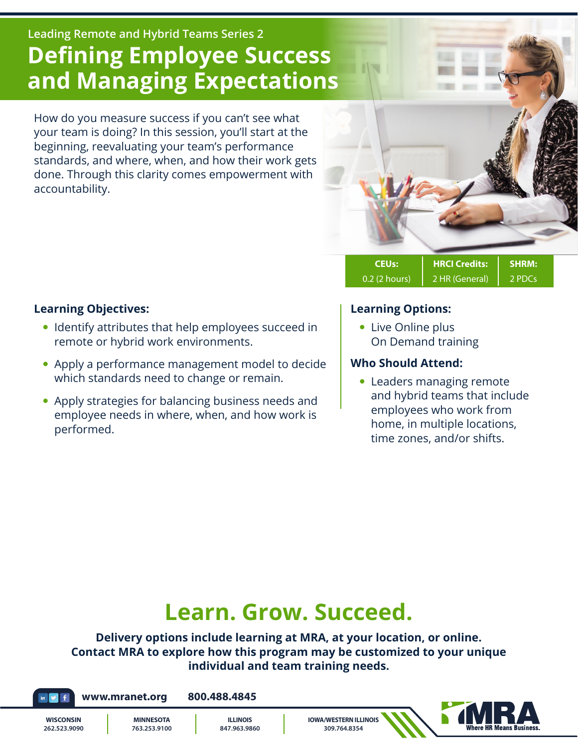Leading Remote and Hybrid Teams Series 2

# Defining Employee Success and Managing Expectations

How do you measure success if you can't see what your team is doing? In this session, you'll start at the beginning, reevaluating your team's performance standards, and where, when, and how their work gets done. Through this clarity comes empowerment with accountability.

| CEUs: | HRCI Credits: | SHRM: |
| --- | --- | --- |
| 0.2 (2 hours) | 2 HR (General) | 2 PDCs |

### Learning Objectives:

- Identify attributes that help employees succeed in remote or hybrid work environments.
- Apply a performance management model to decide which standards need to change or remain.
- Apply strategies for balancing business needs and employee needs in where, when, and how work is performed.

### Learning Options:

- Live Online plus On Demand training

### Who Should Attend:

- Leaders managing remote and hybrid teams that include employees who work from home, in multiple locations, time zones, and/or shifts.

## Learn. Grow. Succeed.

**Delivery options include learning at MRA, at your location, or online. Contact MRA to explore how this program may be customized to your unique individual and team training needs.**

**www.mranet.org** **800.488.4845**

| WISCONSIN | MINNESOTA | ILLINOIS | IOWA/WESTERN ILLINOIS |
| --- | --- | --- | --- |
| 262.523.9090 | 763.253.9100 | 847.963.9860 | 309.764.8354 |

MRA Where HR Means Business.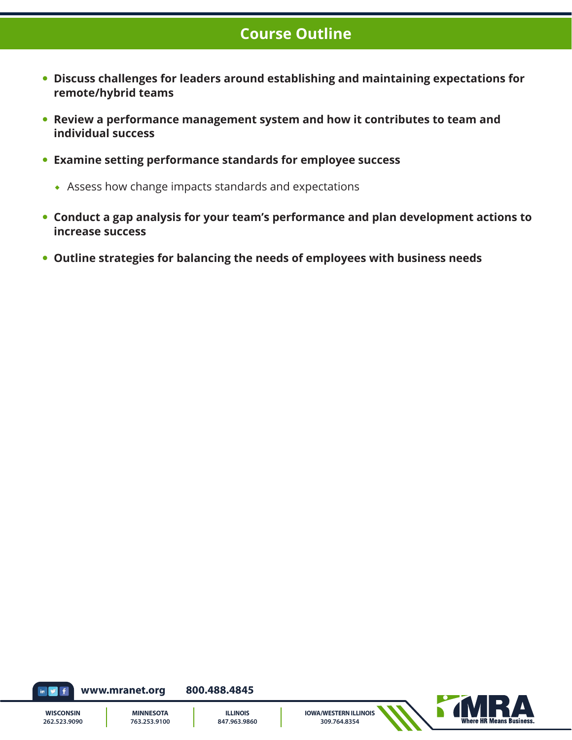# Course Outline

- **Discuss challenges for leaders around establishing and maintaining expectations for remote/hybrid teams**
- **Review a performance management system and how it contributes to team and individual success**
- **Examine setting performance standards for employee success**
  - Assess how change impacts standards and expectations
- **Conduct a gap analysis for your team's performance and plan development actions to increase success**
- **Outline strategies for balancing the needs of employees with business needs**